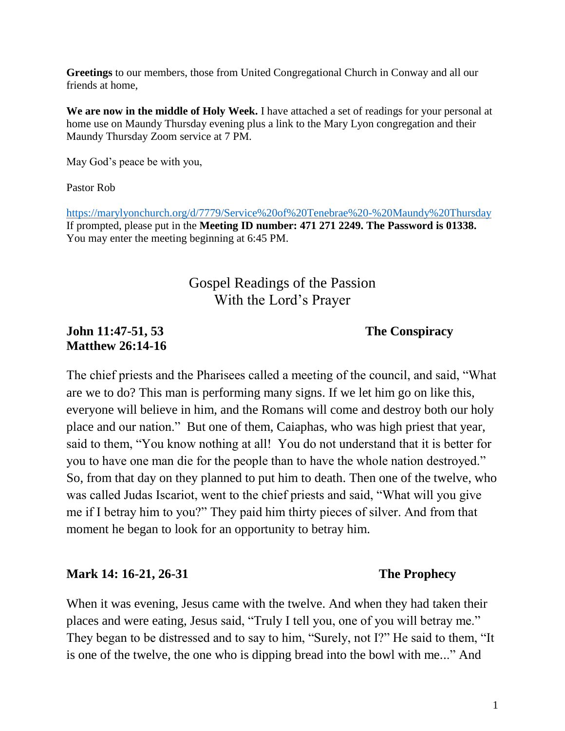**Greetings** to our members, those from United Congregational Church in Conway and all our friends at home,

**We are now in the middle of Holy Week.** I have attached a set of readings for your personal at home use on Maundy Thursday evening plus a link to the Mary Lyon congregation and their Maundy Thursday Zoom service at 7 PM.

May God's peace be with you,

Pastor Rob

https://marylyonchurch.org/d/7779/Service%20of%20Tenebrae%20-%20Maundy%20Thursday
If prompted, please put in the **Meeting ID number: 471 271 2249. The Password is 01338.** You may enter the meeting beginning at 6:45 PM.

# Gospel Readings of the Passion
# With the Lord's Prayer

**John 11:47-51, 53 — The Conspiracy**
**Matthew 26:14-16**

The chief priests and the Pharisees called a meeting of the council, and said, "What are we to do? This man is performing many signs. If we let him go on like this, everyone will believe in him, and the Romans will come and destroy both our holy place and our nation." But one of them, Caiaphas, who was high priest that year, said to them, "You know nothing at all! You do not understand that it is better for you to have one man die for the people than to have the whole nation destroyed." So, from that day on they planned to put him to death. Then one of the twelve, who was called Judas Iscariot, went to the chief priests and said, "What will you give me if I betray him to you?" They paid him thirty pieces of silver. And from that moment he began to look for an opportunity to betray him.

**Mark 14: 16-21, 26-31 — The Prophecy**

When it was evening, Jesus came with the twelve. And when they had taken their places and were eating, Jesus said, "Truly I tell you, one of you will betray me." They began to be distressed and to say to him, "Surely, not I?" He said to them, "It is one of the twelve, the one who is dipping bread into the bowl with me..." And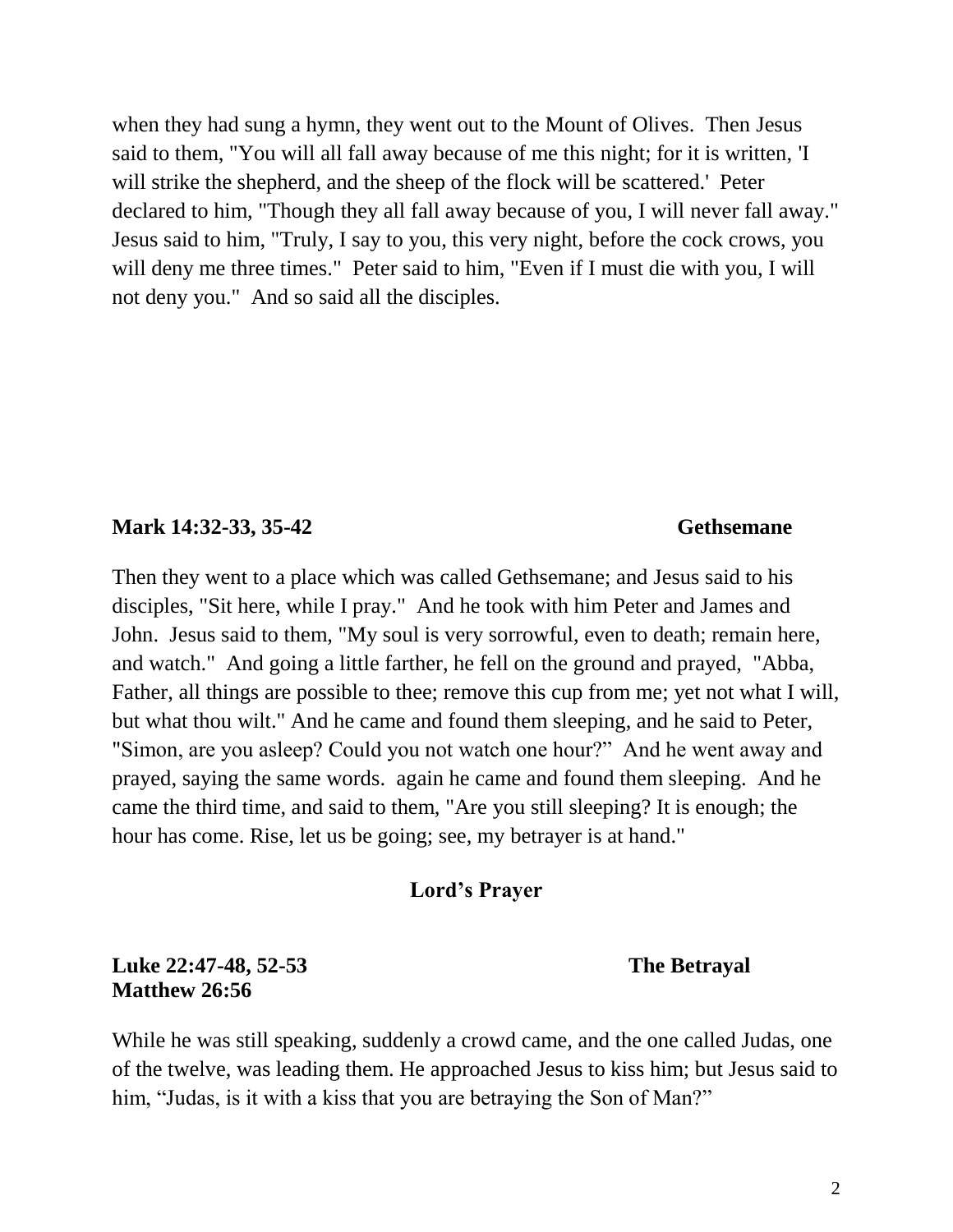when they had sung a hymn, they went out to the Mount of Olives. Then Jesus said to them, "You will all fall away because of me this night; for it is written, 'I will strike the shepherd, and the sheep of the flock will be scattered.' Peter declared to him, "Though they all fall away because of you, I will never fall away." Jesus said to him, "Truly, I say to you, this very night, before the cock crows, you will deny me three times." Peter said to him, "Even if I must die with you, I will not deny you." And so said all the disciples.

**Mark 14:32-33, 35-42** **Gethsemane**

Then they went to a place which was called Gethsemane; and Jesus said to his disciples, "Sit here, while I pray." And he took with him Peter and James and John. Jesus said to them, "My soul is very sorrowful, even to death; remain here, and watch." And going a little farther, he fell on the ground and prayed, "Abba, Father, all things are possible to thee; remove this cup from me; yet not what I will, but what thou wilt." And he came and found them sleeping, and he said to Peter, "Simon, are you asleep? Could you not watch one hour?" And he went away and prayed, saying the same words. again he came and found them sleeping. And he came the third time, and said to them, "Are you still sleeping? It is enough; the hour has come. Rise, let us be going; see, my betrayer is at hand."

**Lord's Prayer**

**Luke 22:47-48, 52-53** **The Betrayal**
**Matthew 26:56**

While he was still speaking, suddenly a crowd came, and the one called Judas, one of the twelve, was leading them. He approached Jesus to kiss him; but Jesus said to him, "Judas, is it with a kiss that you are betraying the Son of Man?"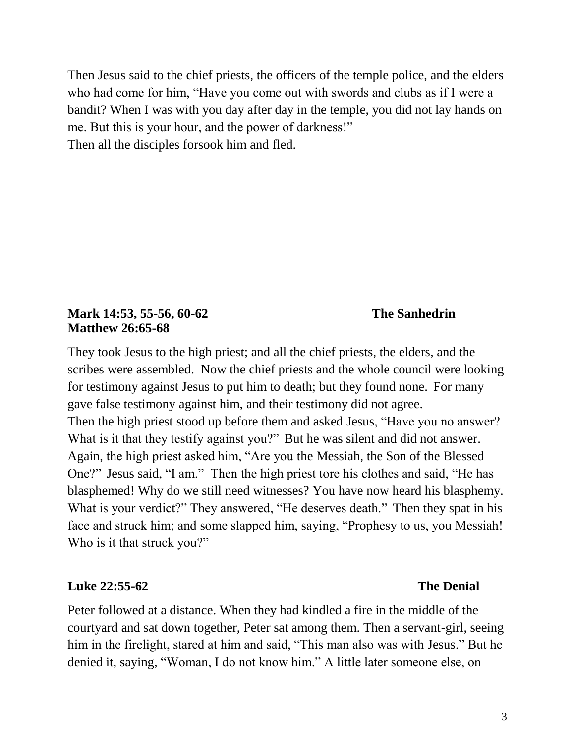Then Jesus said to the chief priests, the officers of the temple police, and the elders who had come for him, "Have you come out with swords and clubs as if I were a bandit? When I was with you day after day in the temple, you did not lay hands on me. But this is your hour, and the power of darkness!"
Then all the disciples forsook him and fled.

**Mark 14:53, 55-56, 60-62** **The Sanhedrin**
**Matthew 26:65-68**

They took Jesus to the high priest; and all the chief priests, the elders, and the scribes were assembled. Now the chief priests and the whole council were looking for testimony against Jesus to put him to death; but they found none. For many gave false testimony against him, and their testimony did not agree.
Then the high priest stood up before them and asked Jesus, "Have you no answer? What is it that they testify against you?" But he was silent and did not answer. Again, the high priest asked him, "Are you the Messiah, the Son of the Blessed One?" Jesus said, "I am." Then the high priest tore his clothes and said, "He has blasphemed! Why do we still need witnesses? You have now heard his blasphemy. What is your verdict?" They answered, "He deserves death." Then they spat in his face and struck him; and some slapped him, saying, "Prophesy to us, you Messiah! Who is it that struck you?"

**Luke 22:55-62** **The Denial**

Peter followed at a distance. When they had kindled a fire in the middle of the courtyard and sat down together, Peter sat among them. Then a servant-girl, seeing him in the firelight, stared at him and said, "This man also was with Jesus." But he denied it, saying, "Woman, I do not know him." A little later someone else, on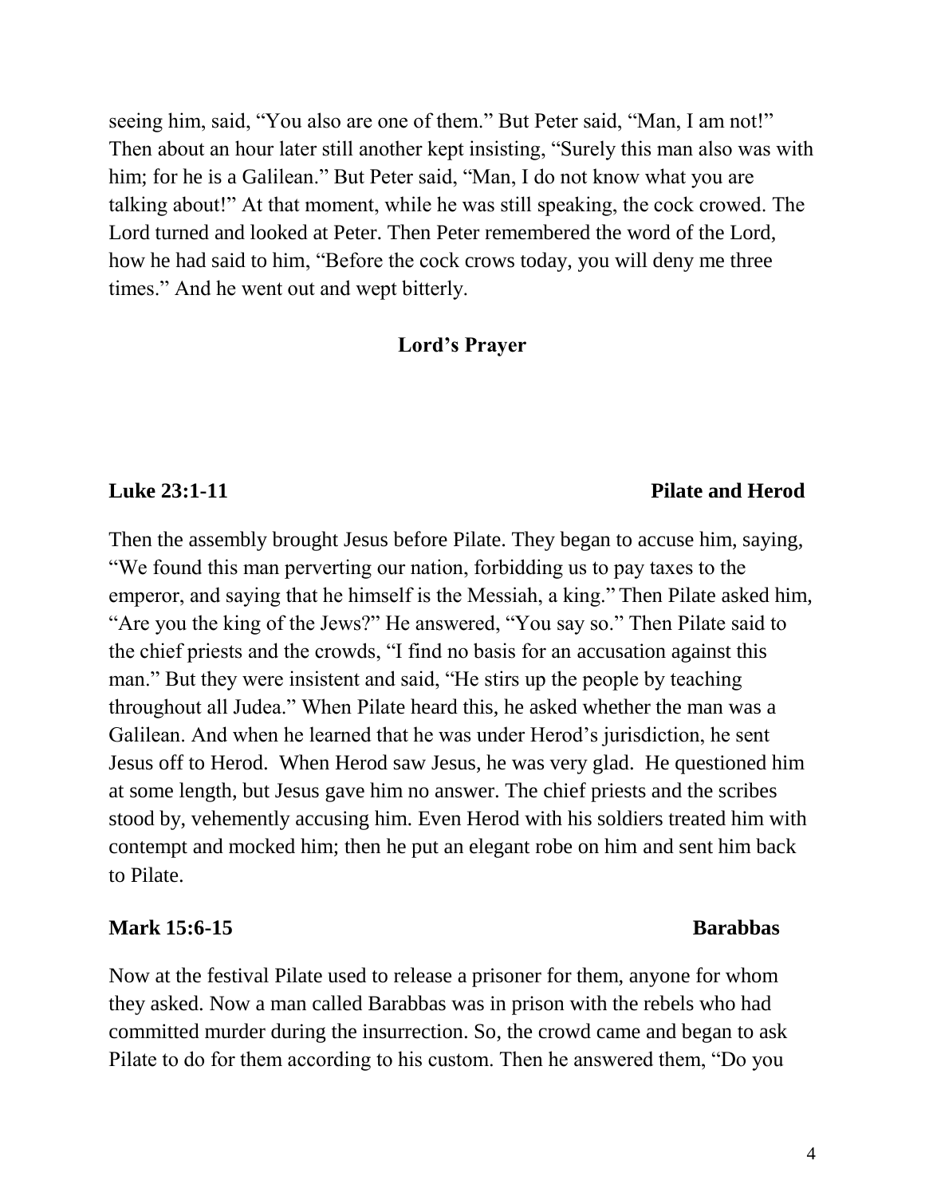seeing him, said, "You also are one of them." But Peter said, "Man, I am not!" Then about an hour later still another kept insisting, "Surely this man also was with him; for he is a Galilean." But Peter said, "Man, I do not know what you are talking about!" At that moment, while he was still speaking, the cock crowed. The Lord turned and looked at Peter. Then Peter remembered the word of the Lord, how he had said to him, "Before the cock crows today, you will deny me three times." And he went out and wept bitterly.

**Lord's Prayer**

**Luke 23:1-11** **Pilate and Herod**

Then the assembly brought Jesus before Pilate. They began to accuse him, saying, "We found this man perverting our nation, forbidding us to pay taxes to the emperor, and saying that he himself is the Messiah, a king." Then Pilate asked him, "Are you the king of the Jews?" He answered, "You say so." Then Pilate said to the chief priests and the crowds, "I find no basis for an accusation against this man." But they were insistent and said, "He stirs up the people by teaching throughout all Judea." When Pilate heard this, he asked whether the man was a Galilean. And when he learned that he was under Herod's jurisdiction, he sent Jesus off to Herod. When Herod saw Jesus, he was very glad. He questioned him at some length, but Jesus gave him no answer. The chief priests and the scribes stood by, vehemently accusing him. Even Herod with his soldiers treated him with contempt and mocked him; then he put an elegant robe on him and sent him back to Pilate.

**Mark 15:6-15** **Barabbas**

Now at the festival Pilate used to release a prisoner for them, anyone for whom they asked. Now a man called Barabbas was in prison with the rebels who had committed murder during the insurrection. So, the crowd came and began to ask Pilate to do for them according to his custom. Then he answered them, "Do you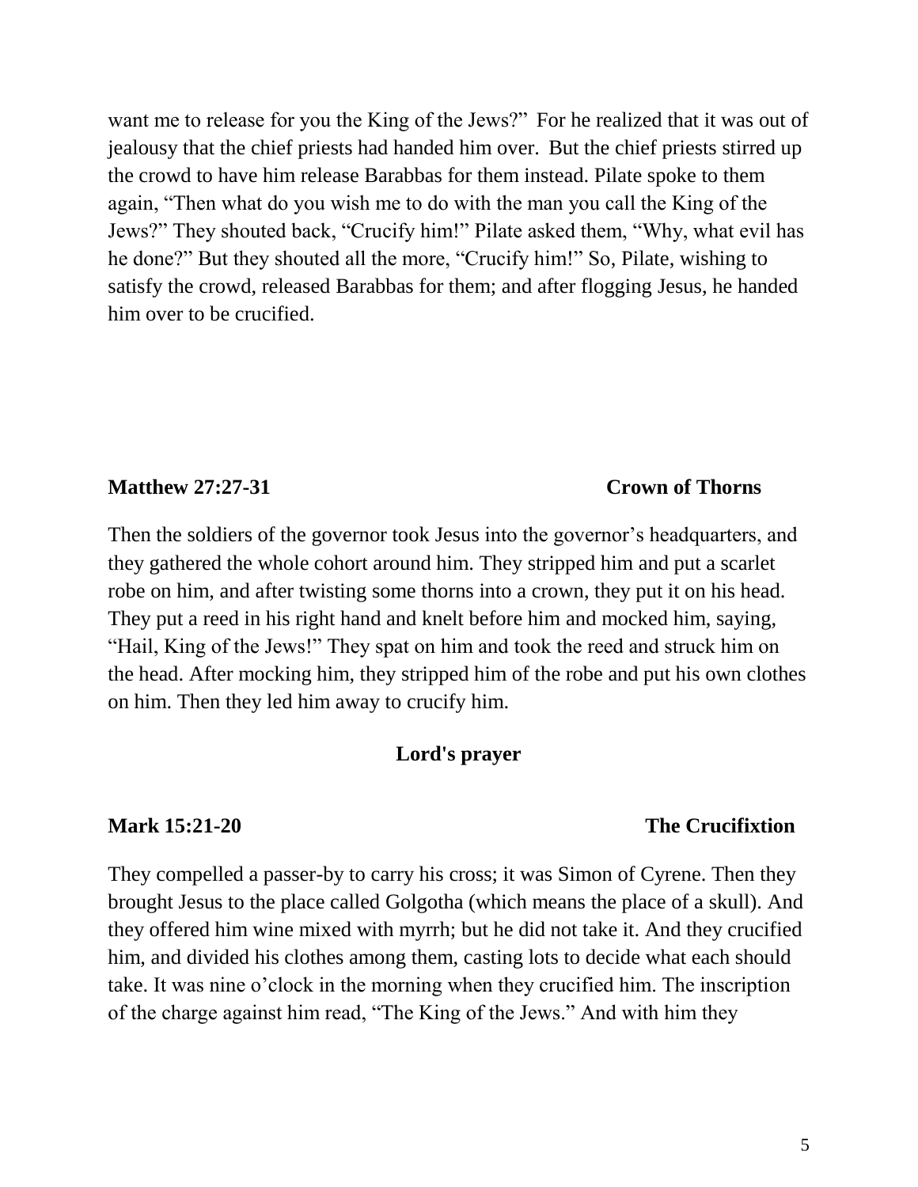want me to release for you the King of the Jews?" For he realized that it was out of jealousy that the chief priests had handed him over. But the chief priests stirred up the crowd to have him release Barabbas for them instead. Pilate spoke to them again, "Then what do you wish me to do with the man you call the King of the Jews?" They shouted back, "Crucify him!" Pilate asked them, "Why, what evil has he done?" But they shouted all the more, "Crucify him!" So, Pilate, wishing to satisfy the crowd, released Barabbas for them; and after flogging Jesus, he handed him over to be crucified.

**Matthew 27:27-31** **Crown of Thorns**

Then the soldiers of the governor took Jesus into the governor's headquarters, and they gathered the whole cohort around him. They stripped him and put a scarlet robe on him, and after twisting some thorns into a crown, they put it on his head. They put a reed in his right hand and knelt before him and mocked him, saying, "Hail, King of the Jews!" They spat on him and took the reed and struck him on the head. After mocking him, they stripped him of the robe and put his own clothes on him. Then they led him away to crucify him.

**Lord's prayer**

**Mark 15:21-20** **The Crucifixtion**

They compelled a passer-by to carry his cross; it was Simon of Cyrene. Then they brought Jesus to the place called Golgotha (which means the place of a skull). And they offered him wine mixed with myrrh; but he did not take it. And they crucified him, and divided his clothes among them, casting lots to decide what each should take. It was nine o'clock in the morning when they crucified him. The inscription of the charge against him read, "The King of the Jews." And with him they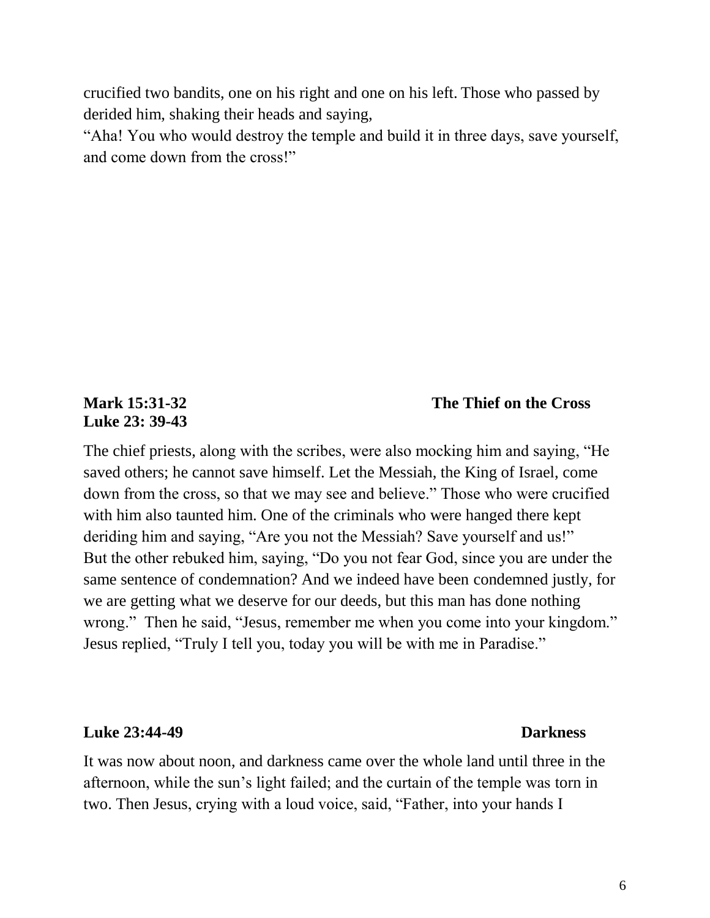crucified two bandits, one on his right and one on his left. Those who passed by derided him, shaking their heads and saying,
"Aha! You who would destroy the temple and build it in three days, save yourself, and come down from the cross!"

**Mark 15:31-32** **The Thief on the Cross**
**Luke 23: 39-43**

The chief priests, along with the scribes, were also mocking him and saying, "He saved others; he cannot save himself. Let the Messiah, the King of Israel, come down from the cross, so that we may see and believe." Those who were crucified with him also taunted him. One of the criminals who were hanged there kept deriding him and saying, "Are you not the Messiah? Save yourself and us!"
But the other rebuked him, saying, "Do you not fear God, since you are under the same sentence of condemnation? And we indeed have been condemned justly, for we are getting what we deserve for our deeds, but this man has done nothing wrong." Then he said, "Jesus, remember me when you come into your kingdom." Jesus replied, "Truly I tell you, today you will be with me in Paradise."

**Luke 23:44-49** **Darkness**

It was now about noon, and darkness came over the whole land until three in the afternoon, while the sun's light failed; and the curtain of the temple was torn in two. Then Jesus, crying with a loud voice, said, "Father, into your hands I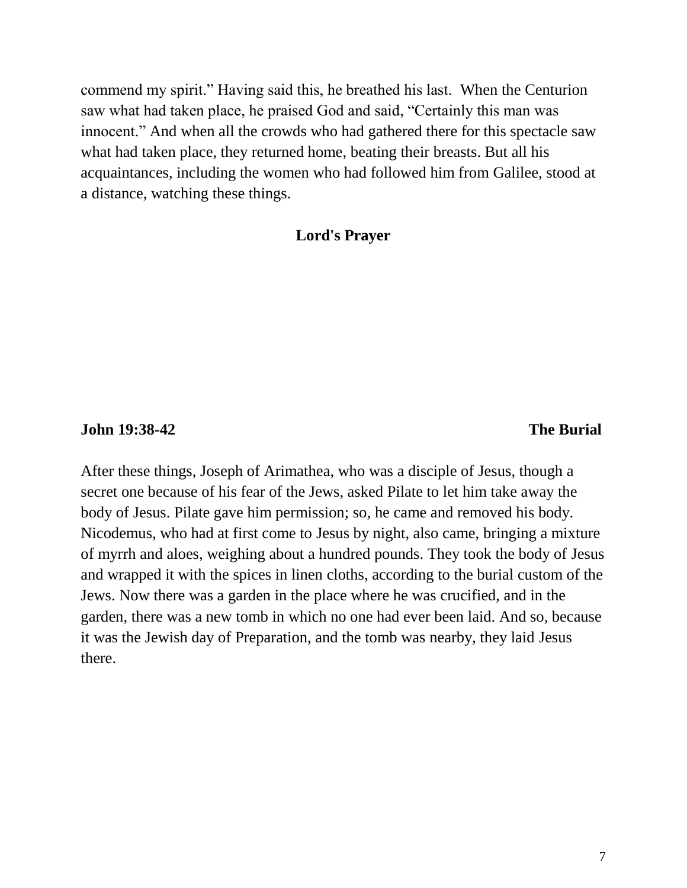commend my spirit." Having said this, he breathed his last. When the Centurion saw what had taken place, he praised God and said, "Certainly this man was innocent." And when all the crowds who had gathered there for this spectacle saw what had taken place, they returned home, beating their breasts. But all his acquaintances, including the women who had followed him from Galilee, stood at a distance, watching these things.

**Lord's Prayer**

**John 19:38-42** **The Burial**

After these things, Joseph of Arimathea, who was a disciple of Jesus, though a secret one because of his fear of the Jews, asked Pilate to let him take away the body of Jesus. Pilate gave him permission; so, he came and removed his body. Nicodemus, who had at first come to Jesus by night, also came, bringing a mixture of myrrh and aloes, weighing about a hundred pounds. They took the body of Jesus and wrapped it with the spices in linen cloths, according to the burial custom of the Jews. Now there was a garden in the place where he was crucified, and in the garden, there was a new tomb in which no one had ever been laid. And so, because it was the Jewish day of Preparation, and the tomb was nearby, they laid Jesus there.